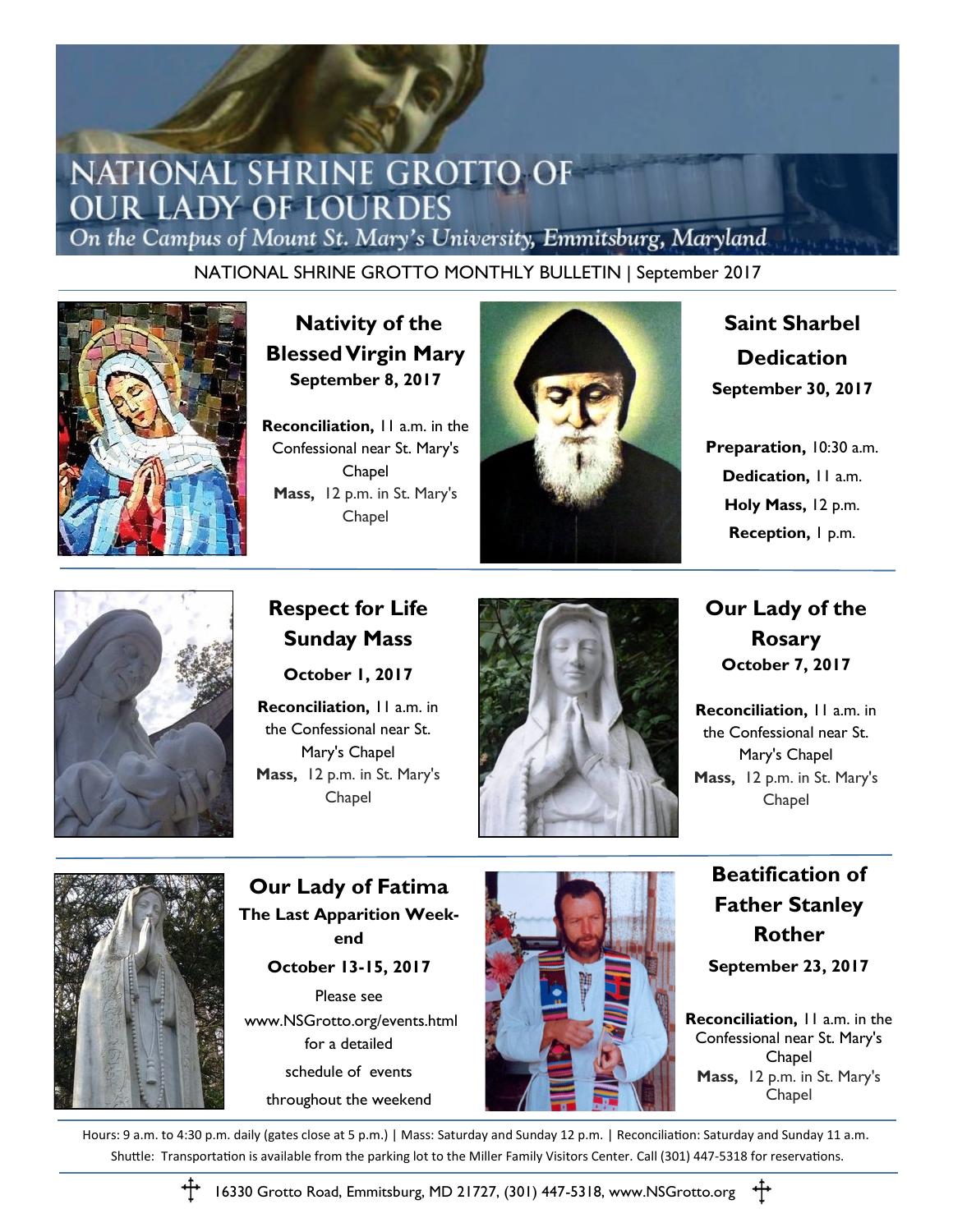# NATIONAL SHRINE GROTTO OF OUR LADY OF LOURDES

*On the Campus of Mount St. Mary's University, Emmitsburg, Maryland*

NATIONAL SHRINE GROTTO MONTHLY BULLETIN | September 2017

## Nativity of the Blessed Virgin Mary

**September 8, 2017**

**Reconciliation,** 11 a.m. in the Confessional near St. Mary's Chapel

**Mass,** 12 p.m. in St. Mary's Chapel

## Saint Sharbel Dedication

**September 30, 2017**

**Preparation,** 10:30 a.m.

**Dedication,** 11 a.m.

**Holy Mass,** 12 p.m.

**Reception,** 1 p.m.

## Respect for Life Sunday Mass

**October 1, 2017**

**Reconciliation,** 11 a.m. in the Confessional near St. Mary's Chapel

**Mass,** 12 p.m. in St. Mary's Chapel

## Our Lady of the Rosary

**October 7, 2017**

**Reconciliation,** 11 a.m. in the Confessional near St. Mary's Chapel

**Mass,** 12 p.m. in St. Mary's Chapel

## Our Lady of Fatima

**The Last Apparition Weekend**

**October 13-15, 2017**

Please see www.NSGrotto.org/events.html for a detailed schedule of events throughout the weekend

## Beatification of Father Stanley Rother

**September 23, 2017**

**Reconciliation,** 11 a.m. in the Confessional near St. Mary's Chapel

**Mass,** 12 p.m. in St. Mary's Chapel

Hours: 9 a.m. to 4:30 p.m. daily (gates close at 5 p.m.) | Mass: Saturday and Sunday 12 p.m. | Reconciliation: Saturday and Sunday 11 a.m.

Shuttle: Transportation is available from the parking lot to the Miller Family Visitors Center. Call (301) 447-5318 for reservations.

16330 Grotto Road, Emmitsburg, MD 21727, (301) 447-5318, www.NSGrotto.org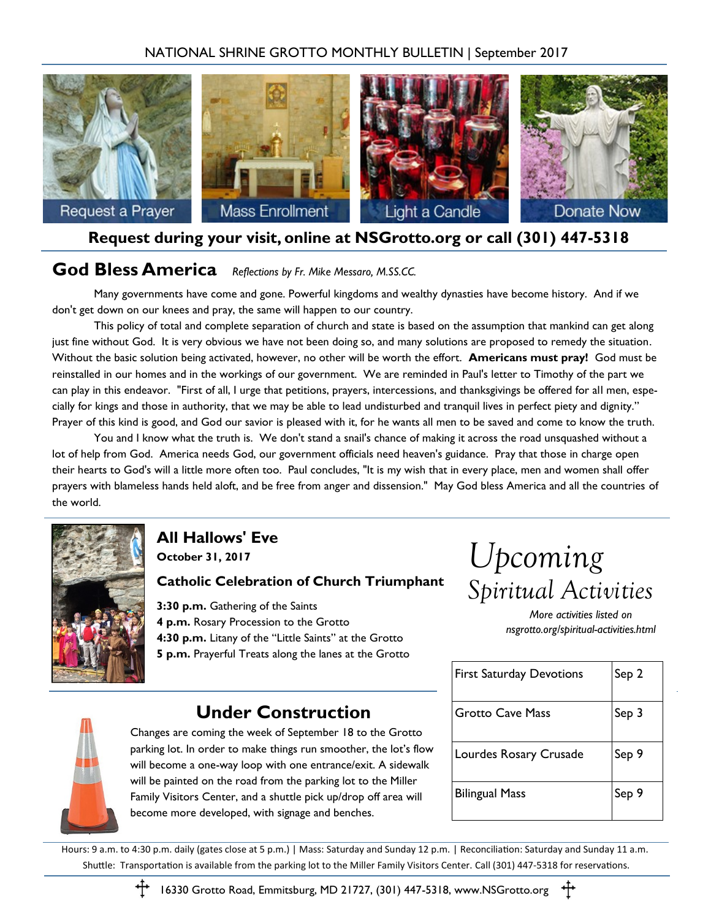NATIONAL SHRINE GROTTO MONTHLY BULLETIN | September 2017

Request a Prayer | Mass Enrollment | Light a Candle | Donate Now

**Request during your visit, online at NSGrotto.org or call (301) 447-5318**

## God Bless America

*Reflections by Fr. Mike Messaro, M.SS.CC.*

Many governments have come and gone. Powerful kingdoms and wealthy dynasties have become history. And if we don't get down on our knees and pray, the same will happen to our country.

This policy of total and complete separation of church and state is based on the assumption that mankind can get along just fine without God. It is very obvious we have not been doing so, and many solutions are proposed to remedy the situation. Without the basic solution being activated, however, no other will be worth the effort. **Americans must pray!** God must be reinstalled in our homes and in the workings of our government. We are reminded in Paul's letter to Timothy of the part we can play in this endeavor. "First of all, I urge that petitions, prayers, intercessions, and thanksgivings be offered for all men, especially for kings and those in authority, that we may be able to lead undisturbed and tranquil lives in perfect piety and dignity." Prayer of this kind is good, and God our savior is pleased with it, for he wants all men to be saved and come to know the truth.

You and I know what the truth is. We don't stand a snail's chance of making it across the road unsquashed without a lot of help from God. America needs God, our government officials need heaven's guidance. Pray that those in charge open their hearts to God's will a little more often too. Paul concludes, "It is my wish that in every place, men and women shall offer prayers with blameless hands held aloft, and be free from anger and dissension." May God bless America and all the countries of the world.

## All Hallows' Eve

**October 31, 2017**

### Catholic Celebration of Church Triumphant

**3:30 p.m.** Gathering of the Saints
**4 p.m.** Rosary Procession to the Grotto
**4:30 p.m.** Litany of the "Little Saints" at the Grotto
**5 p.m.** Prayerful Treats along the lanes at the Grotto

## Under Construction

Changes are coming the week of September 18 to the Grotto parking lot. In order to make things run smoother, the lot's flow will become a one-way loop with one entrance/exit. A sidewalk will be painted on the road from the parking lot to the Miller Family Visitors Center, and a shuttle pick up/drop off area will become more developed, with signage and benches.

## *Upcoming Spiritual Activities*

*More activities listed on nsgrotto.org/spiritual-activities.html*

| | |
|---|---|
| First Saturday Devotions | Sep 2 |
| Grotto Cave Mass | Sep 3 |
| Lourdes Rosary Crusade | Sep 9 |
| Bilingual Mass | Sep 9 |

Hours: 9 a.m. to 4:30 p.m. daily (gates close at 5 p.m.) | Mass: Saturday and Sunday 12 p.m. | Reconciliation: Saturday and Sunday 11 a.m.
Shuttle: Transportation is available from the parking lot to the Miller Family Visitors Center. Call (301) 447-5318 for reservations.

16330 Grotto Road, Emmitsburg, MD 21727, (301) 447-5318, www.NSGrotto.org